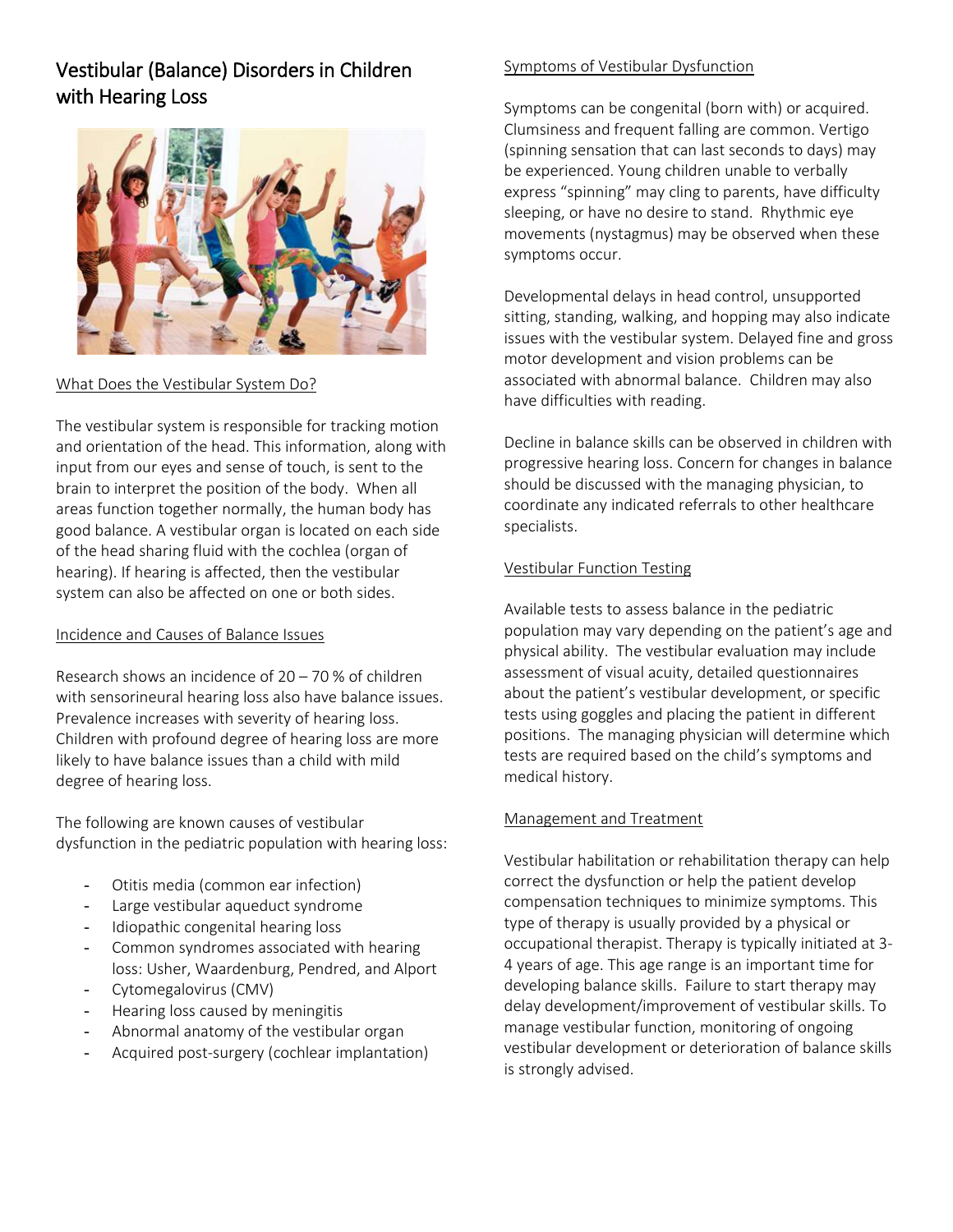# Vestibular (Balance) Disorders in Children with Hearing Loss

## What Does the Vestibular System Do?

The vestibular system is responsible for tracking motion and orientation of the head. This information, along with input from our eyes and sense of touch, is sent to the brain to interpret the position of the body. When all areas function together normally, the human body has good balance. A vestibular organ is located on each side of the head sharing fluid with the cochlea (organ of hearing). If hearing is affected, then the vestibular system can also be affected on one or both sides.

## Incidence and Causes of Balance Issues

Research shows an incidence of 20 – 70 % of children with sensorineural hearing loss also have balance issues. Prevalence increases with severity of hearing loss. Children with profound degree of hearing loss are more likely to have balance issues than a child with mild degree of hearing loss.

The following are known causes of vestibular dysfunction in the pediatric population with hearing loss:

- Otitis media (common ear infection)
- Large vestibular aqueduct syndrome
- Idiopathic congenital hearing loss
- Common syndromes associated with hearing loss: Usher, Waardenburg, Pendred, and Alport
- Cytomegalovirus (CMV)
- Hearing loss caused by meningitis
- Abnormal anatomy of the vestibular organ
- Acquired post-surgery (cochlear implantation)

## Symptoms of Vestibular Dysfunction

Symptoms can be congenital (born with) or acquired. Clumsiness and frequent falling are common. Vertigo (spinning sensation that can last seconds to days) may be experienced. Young children unable to verbally express "spinning" may cling to parents, have difficulty sleeping, or have no desire to stand. Rhythmic eye movements (nystagmus) may be observed when these symptoms occur.

Developmental delays in head control, unsupported sitting, standing, walking, and hopping may also indicate issues with the vestibular system. Delayed fine and gross motor development and vision problems can be associated with abnormal balance. Children may also have difficulties with reading.

Decline in balance skills can be observed in children with progressive hearing loss. Concern for changes in balance should be discussed with the managing physician, to coordinate any indicated referrals to other healthcare specialists.

## Vestibular Function Testing

Available tests to assess balance in the pediatric population may vary depending on the patient's age and physical ability. The vestibular evaluation may include assessment of visual acuity, detailed questionnaires about the patient's vestibular development, or specific tests using goggles and placing the patient in different positions. The managing physician will determine which tests are required based on the child's symptoms and medical history.

## Management and Treatment

Vestibular habilitation or rehabilitation therapy can help correct the dysfunction or help the patient develop compensation techniques to minimize symptoms. This type of therapy is usually provided by a physical or occupational therapist. Therapy is typically initiated at 3-4 years of age. This age range is an important time for developing balance skills. Failure to start therapy may delay development/improvement of vestibular skills. To manage vestibular function, monitoring of ongoing vestibular development or deterioration of balance skills is strongly advised.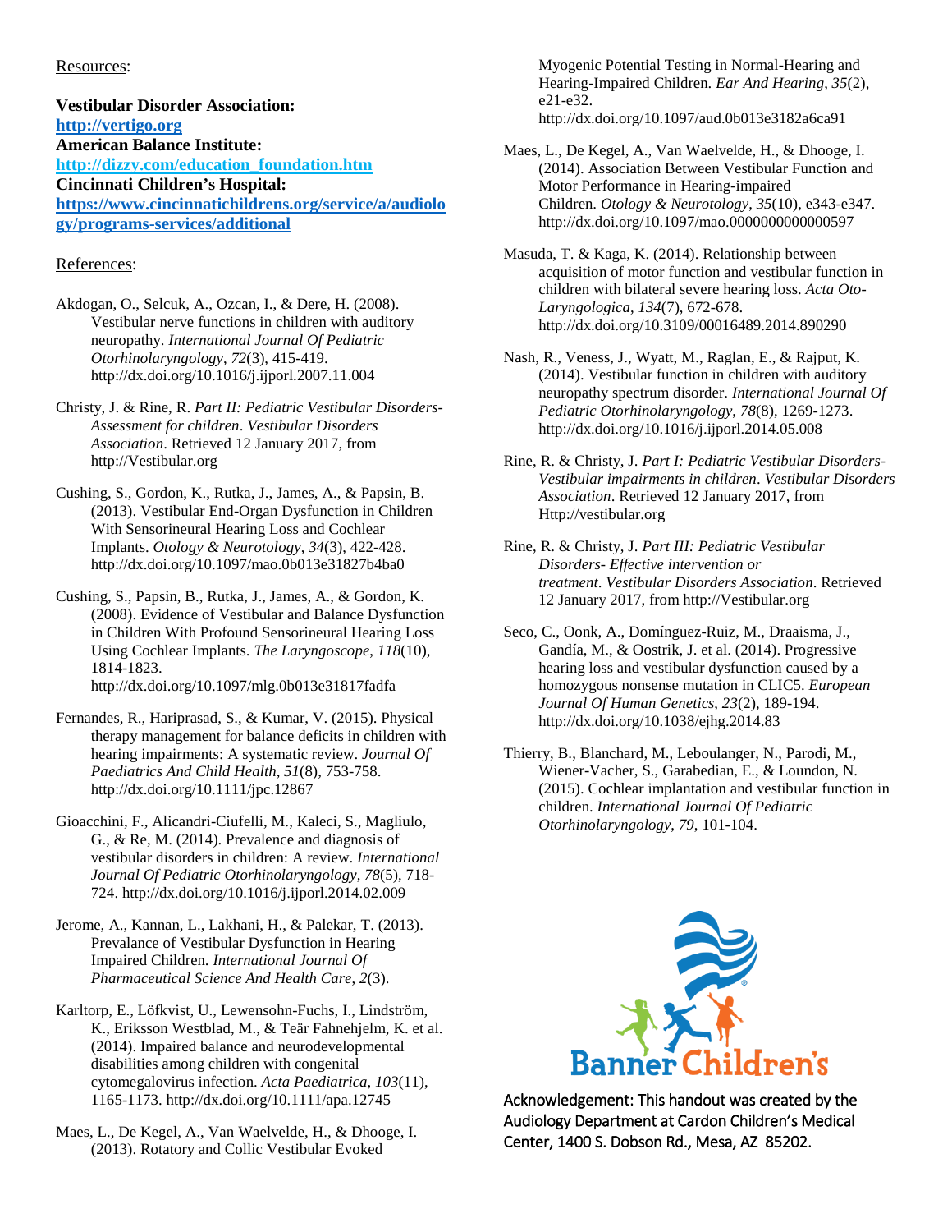Resources:

**Vestibular Disorder Association:**
**http://vertigo.org**
**American Balance Institute:**
**http://dizzy.com/education_foundation.htm**
**Cincinnati Children's Hospital:**
**https://www.cincinnatichildrens.org/service/a/audiology/programs-services/additional**

References:

Akdogan, O., Selcuk, A., Ozcan, I., & Dere, H. (2008). Vestibular nerve functions in children with auditory neuropathy. *International Journal Of Pediatric Otorhinolaryngology*, *72*(3), 415-419. http://dx.doi.org/10.1016/j.ijporl.2007.11.004

Christy, J. & Rine, R. *Part II: Pediatric Vestibular Disorders- Assessment for children*. *Vestibular Disorders Association*. Retrieved 12 January 2017, from http://Vestibular.org

Cushing, S., Gordon, K., Rutka, J., James, A., & Papsin, B. (2013). Vestibular End-Organ Dysfunction in Children With Sensorineural Hearing Loss and Cochlear Implants. *Otology & Neurotology*, *34*(3), 422-428. http://dx.doi.org/10.1097/mao.0b013e31827b4ba0

Cushing, S., Papsin, B., Rutka, J., James, A., & Gordon, K. (2008). Evidence of Vestibular and Balance Dysfunction in Children With Profound Sensorineural Hearing Loss Using Cochlear Implants. *The Laryngoscope*, *118*(10), 1814-1823. http://dx.doi.org/10.1097/mlg.0b013e31817fadfa

Fernandes, R., Hariprasad, S., & Kumar, V. (2015). Physical therapy management for balance deficits in children with hearing impairments: A systematic review. *Journal Of Paediatrics And Child Health*, *51*(8), 753-758. http://dx.doi.org/10.1111/jpc.12867

Gioacchini, F., Alicandri-Ciufelli, M., Kaleci, S., Magliulo, G., & Re, M. (2014). Prevalence and diagnosis of vestibular disorders in children: A review. *International Journal Of Pediatric Otorhinolaryngology*, *78*(5), 718-724. http://dx.doi.org/10.1016/j.ijporl.2014.02.009

Jerome, A., Kannan, L., Lakhani, H., & Palekar, T. (2013). Prevalance of Vestibular Dysfunction in Hearing Impaired Children. *International Journal Of Pharmaceutical Science And Health Care*, *2*(3).

Karltorp, E., Löfkvist, U., Lewensohn-Fuchs, I., Lindström, K., Eriksson Westblad, M., & Teär Fahnehjelm, K. et al. (2014). Impaired balance and neurodevelopmental disabilities among children with congenital cytomegalovirus infection. *Acta Paediatrica*, *103*(11), 1165-1173. http://dx.doi.org/10.1111/apa.12745

Maes, L., De Kegel, A., Van Waelvelde, H., & Dhooge, I. (2013). Rotatory and Collic Vestibular Evoked Myogenic Potential Testing in Normal-Hearing and Hearing-Impaired Children. *Ear And Hearing*, *35*(2), e21-e32. http://dx.doi.org/10.1097/aud.0b013e3182a6ca91

Maes, L., De Kegel, A., Van Waelvelde, H., & Dhooge, I. (2014). Association Between Vestibular Function and Motor Performance in Hearing-impaired Children. *Otology & Neurotology*, *35*(10), e343-e347. http://dx.doi.org/10.1097/mao.0000000000000597

Masuda, T. & Kaga, K. (2014). Relationship between acquisition of motor function and vestibular function in children with bilateral severe hearing loss. *Acta Oto-Laryngologica*, *134*(7), 672-678. http://dx.doi.org/10.3109/00016489.2014.890290

Nash, R., Veness, J., Wyatt, M., Raglan, E., & Rajput, K. (2014). Vestibular function in children with auditory neuropathy spectrum disorder. *International Journal Of Pediatric Otorhinolaryngology*, *78*(8), 1269-1273. http://dx.doi.org/10.1016/j.ijporl.2014.05.008

Rine, R. & Christy, J. *Part I: Pediatric Vestibular Disorders- Vestibular impairments in children*. *Vestibular Disorders Association*. Retrieved 12 January 2017, from Http://vestibular.org

Rine, R. & Christy, J. *Part III: Pediatric Vestibular Disorders- Effective intervention or treatment*. *Vestibular Disorders Association*. Retrieved 12 January 2017, from http://Vestibular.org

Seco, C., Oonk, A., Domínguez-Ruiz, M., Draaisma, J., Gandía, M., & Oostrik, J. et al. (2014). Progressive hearing loss and vestibular dysfunction caused by a homozygous nonsense mutation in CLIC5. *European Journal Of Human Genetics*, *23*(2), 189-194. http://dx.doi.org/10.1038/ejhg.2014.83

Thierry, B., Blanchard, M., Leboulanger, N., Parodi, M., Wiener-Vacher, S., Garabedian, E., & Loundon, N. (2015). Cochlear implantation and vestibular function in children. *International Journal Of Pediatric Otorhinolaryngology*, *79*, 101-104.

Banner Children's

Acknowledgement: This handout was created by the Audiology Department at Cardon Children's Medical Center, 1400 S. Dobson Rd., Mesa, AZ 85202.